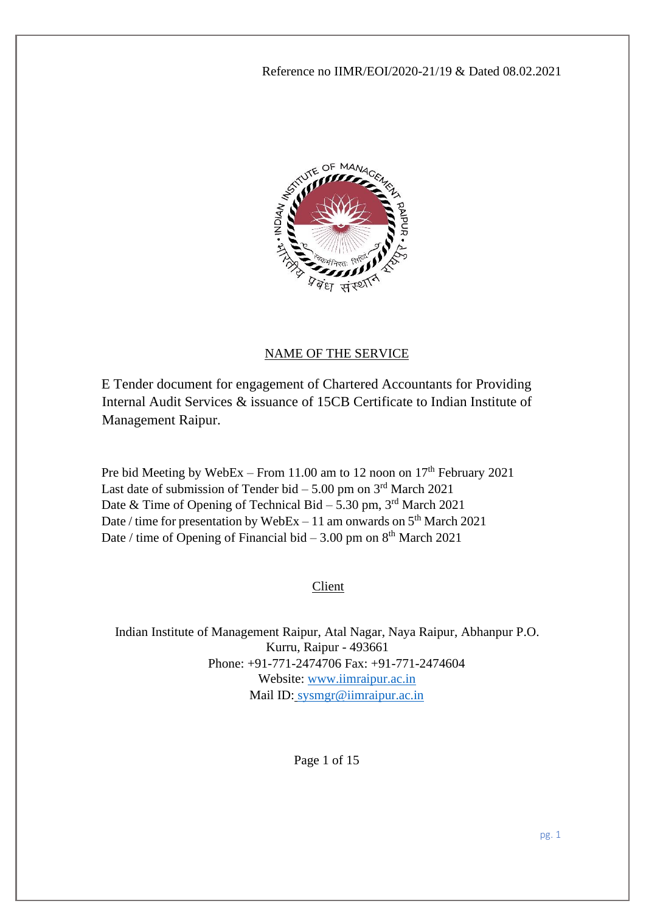Reference no IIMR/EOI/2020-21/19 & Dated 08.02.2021

## NAME OF THE SERVICE

E Tender document for engagement of Chartered Accountants for Providing Internal Audit Services & issuance of 15CB Certificate to Indian Institute of Management Raipur.

Pre bid Meeting by WebEx – From 11.00 am to 12 noon on 17th February 2021
Last date of submission of Tender bid – 5.00 pm on 3rd March 2021
Date & Time of Opening of Technical Bid – 5.30 pm, 3rd March 2021
Date / time for presentation by WebEx – 11 am onwards on 5th March 2021
Date / time of Opening of Financial bid – 3.00 pm on 8th March 2021

## Client

Indian Institute of Management Raipur, Atal Nagar, Naya Raipur, Abhanpur P.O. Kurru, Raipur - 493661
Phone: +91-771-2474706 Fax: +91-771-2474604
Website: www.iimraipur.ac.in
Mail ID: sysmgr@iimraipur.ac.in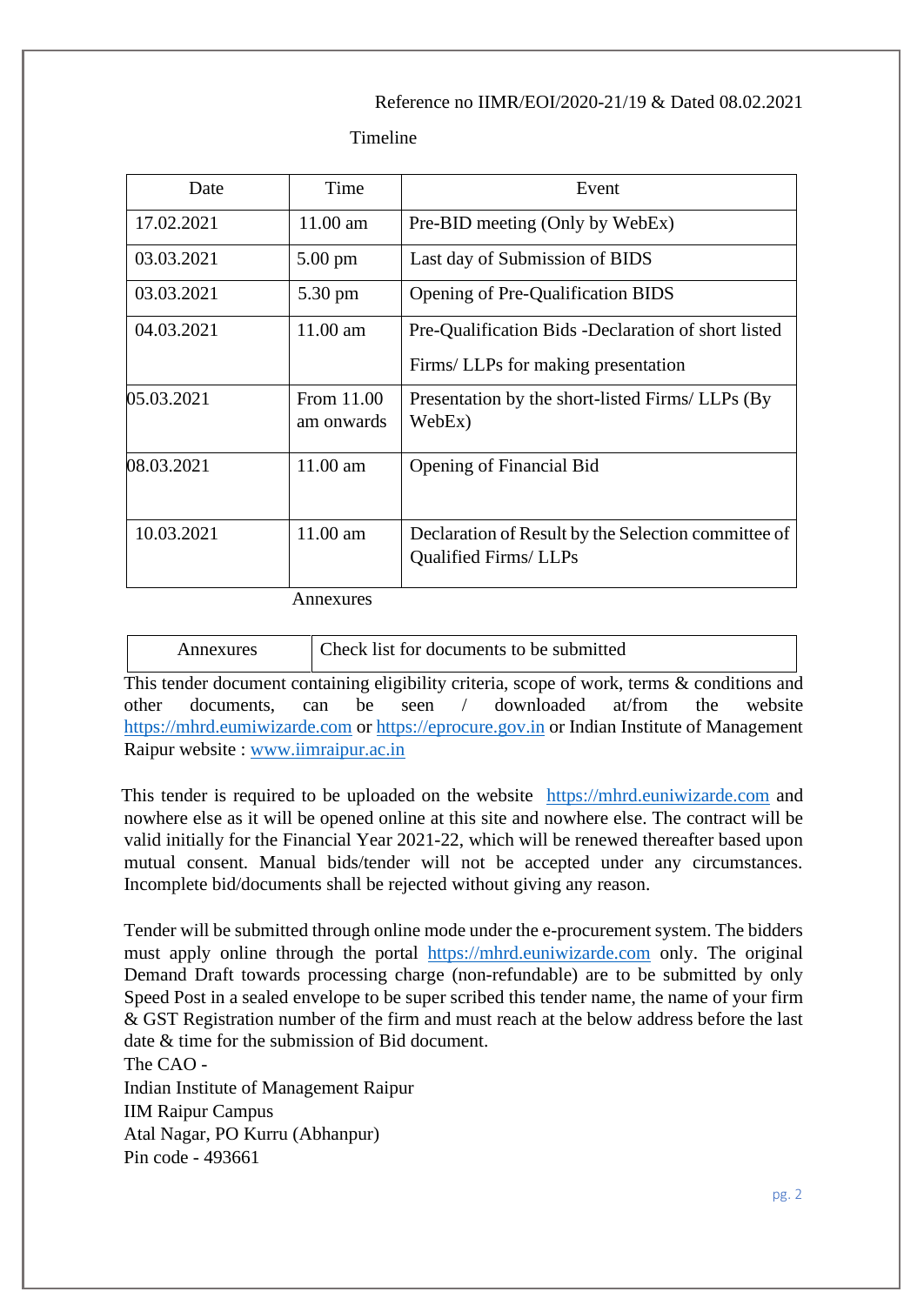Reference no IIMR/EOI/2020-21/19 & Dated 08.02.2021

Timeline

| Date | Time | Event |
|---|---|---|
| 17.02.2021 | 11.00 am | Pre-BID meeting (Only by WebEx) |
| 03.03.2021 | 5.00 pm | Last day of Submission of BIDS |
| 03.03.2021 | 5.30 pm | Opening of Pre-Qualification BIDS |
| 04.03.2021 | 11.00 am | Pre-Qualification Bids -Declaration of short listed Firms/ LLPs for making presentation |
| 05.03.2021 | From 11.00 am onwards | Presentation by the short-listed Firms/ LLPs (By WebEx) |
| 08.03.2021 | 11.00 am | Opening of Financial Bid |
| 10.03.2021 | 11.00 am | Declaration of Result by the Selection committee of Qualified Firms/ LLPs |

Annexures

| Annexures | Check list for documents to be submitted |
|---|---|

This tender document containing eligibility criteria, scope of work, terms & conditions and other documents, can be seen / downloaded at/from the website https://mhrd.eumiwizarde.com or https://eprocure.gov.in or Indian Institute of Management Raipur website : www.iimraipur.ac.in

This tender is required to be uploaded on the website https://mhrd.euniwizarde.com and nowhere else as it will be opened online at this site and nowhere else. The contract will be valid initially for the Financial Year 2021-22, which will be renewed thereafter based upon mutual consent. Manual bids/tender will not be accepted under any circumstances. Incomplete bid/documents shall be rejected without giving any reason.

Tender will be submitted through online mode under the e-procurement system. The bidders must apply online through the portal https://mhrd.euniwizarde.com only. The original Demand Draft towards processing charge (non-refundable) are to be submitted by only Speed Post in a sealed envelope to be super scribed this tender name, the name of your firm & GST Registration number of the firm and must reach at the below address before the last date & time for the submission of Bid document.

The CAO -  
Indian Institute of Management Raipur  
IIM Raipur Campus  
Atal Nagar, PO Kurru (Abhanpur)  
Pin code - 493661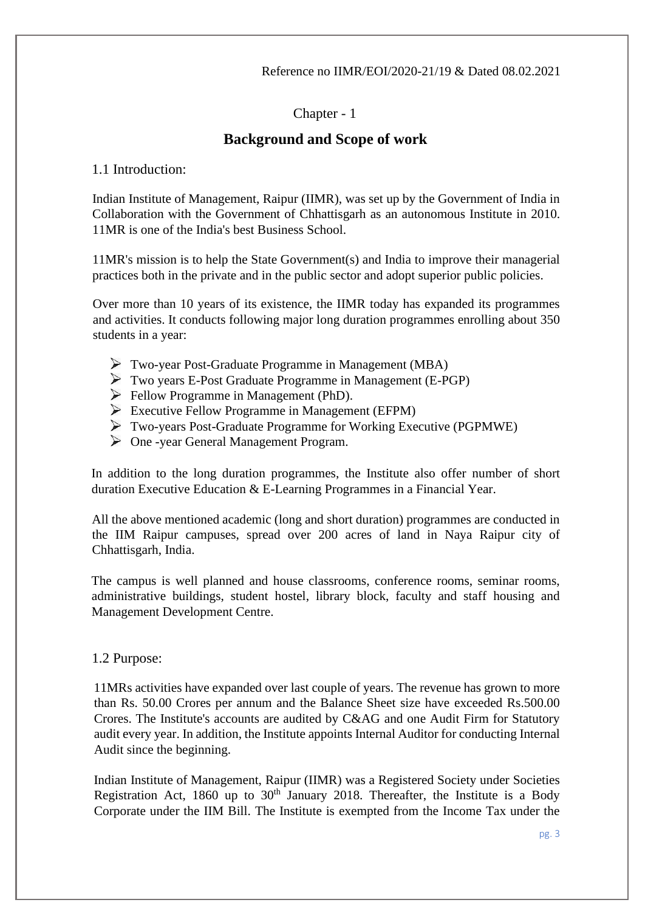Reference no IIMR/EOI/2020-21/19 & Dated 08.02.2021

Chapter - 1

## Background and Scope of work

### 1.1 Introduction:

Indian Institute of Management, Raipur (IIMR), was set up by the Government of India in Collaboration with the Government of Chhattisgarh as an autonomous Institute in 2010. 11MR is one of the India's best Business School.

11MR's mission is to help the State Government(s) and India to improve their managerial practices both in the private and in the public sector and adopt superior public policies.

Over more than 10 years of its existence, the IIMR today has expanded its programmes and activities. It conducts following major long duration programmes enrolling about 350 students in a year:

- Two-year Post-Graduate Programme in Management (MBA)
- Two years E-Post Graduate Programme in Management (E-PGP)
- Fellow Programme in Management (PhD).
- Executive Fellow Programme in Management (EFPM)
- Two-years Post-Graduate Programme for Working Executive (PGPMWE)
- One -year General Management Program.

In addition to the long duration programmes, the Institute also offer number of short duration Executive Education & E-Learning Programmes in a Financial Year.

All the above mentioned academic (long and short duration) programmes are conducted in the IIM Raipur campuses, spread over 200 acres of land in Naya Raipur city of Chhattisgarh, India.

The campus is well planned and house classrooms, conference rooms, seminar rooms, administrative buildings, student hostel, library block, faculty and staff housing and Management Development Centre.

### 1.2 Purpose:

11MRs activities have expanded over last couple of years. The revenue has grown to more than Rs. 50.00 Crores per annum and the Balance Sheet size have exceeded Rs.500.00 Crores. The Institute's accounts are audited by C&AG and one Audit Firm for Statutory audit every year. In addition, the Institute appoints Internal Auditor for conducting Internal Audit since the beginning.

Indian Institute of Management, Raipur (IIMR) was a Registered Society under Societies Registration Act, 1860 up to 30th January 2018. Thereafter, the Institute is a Body Corporate under the IIM Bill. The Institute is exempted from the Income Tax under the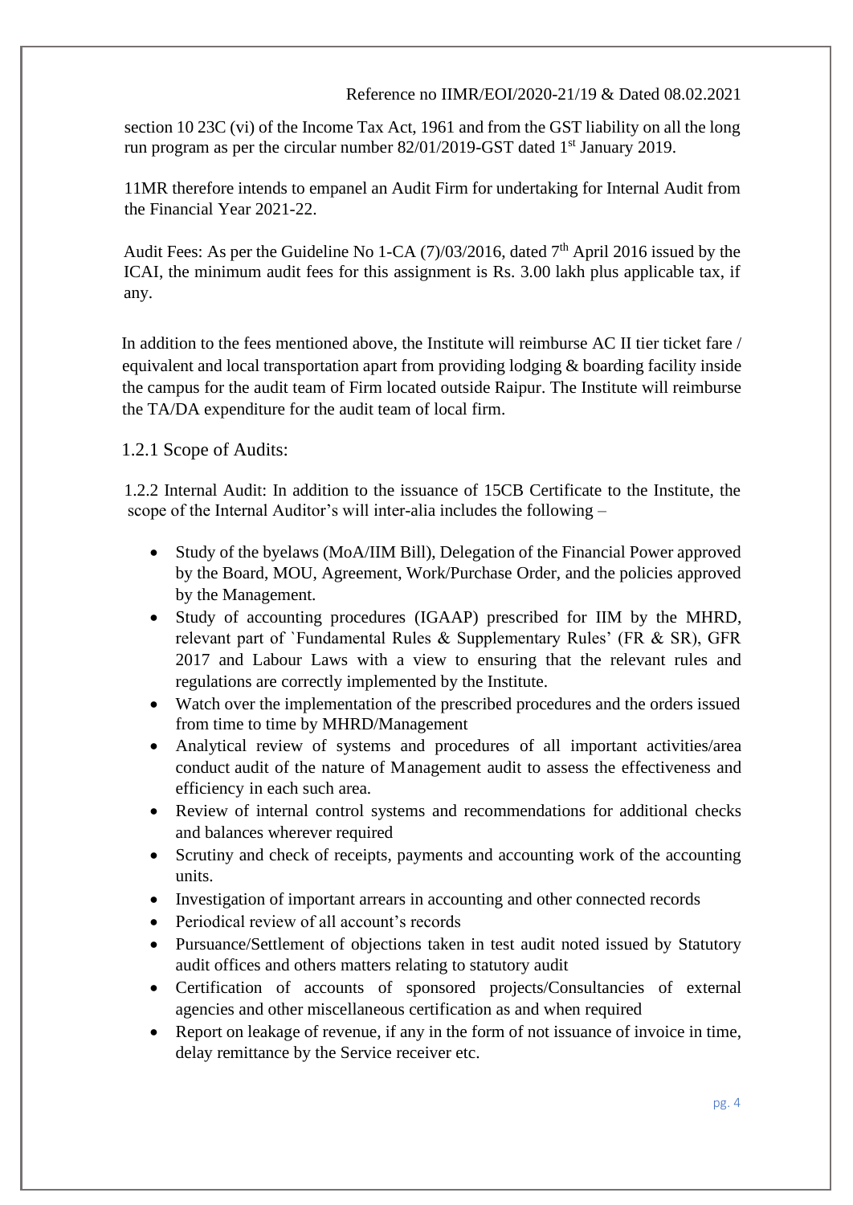section 10 23C (vi) of the Income Tax Act, 1961 and from the GST liability on all the long run program as per the circular number 82/01/2019-GST dated 1st January 2019.

11MR therefore intends to empanel an Audit Firm for undertaking for Internal Audit from the Financial Year 2021-22.

Audit Fees: As per the Guideline No 1-CA (7)/03/2016, dated 7th April 2016 issued by the ICAI, the minimum audit fees for this assignment is Rs. 3.00 lakh plus applicable tax, if any.

In addition to the fees mentioned above, the Institute will reimburse AC II tier ticket fare / equivalent and local transportation apart from providing lodging & boarding facility inside the campus for the audit team of Firm located outside Raipur. The Institute will reimburse the TA/DA expenditure for the audit team of local firm.

### 1.2.1 Scope of Audits:

1.2.2 Internal Audit: In addition to the issuance of 15CB Certificate to the Institute, the scope of the Internal Auditor's will inter-alia includes the following –

- Study of the byelaws (MoA/IIM Bill), Delegation of the Financial Power approved by the Board, MOU, Agreement, Work/Purchase Order, and the policies approved by the Management.
- Study of accounting procedures (IGAAP) prescribed for IIM by the MHRD, relevant part of `Fundamental Rules & Supplementary Rules' (FR & SR), GFR 2017 and Labour Laws with a view to ensuring that the relevant rules and regulations are correctly implemented by the Institute.
- Watch over the implementation of the prescribed procedures and the orders issued from time to time by MHRD/Management
- Analytical review of systems and procedures of all important activities/area conduct audit of the nature of Management audit to assess the effectiveness and efficiency in each such area.
- Review of internal control systems and recommendations for additional checks and balances wherever required
- Scrutiny and check of receipts, payments and accounting work of the accounting units.
- Investigation of important arrears in accounting and other connected records
- Periodical review of all account's records
- Pursuance/Settlement of objections taken in test audit noted issued by Statutory audit offices and others matters relating to statutory audit
- Certification of accounts of sponsored projects/Consultancies of external agencies and other miscellaneous certification as and when required
- Report on leakage of revenue, if any in the form of not issuance of invoice in time, delay remittance by the Service receiver etc.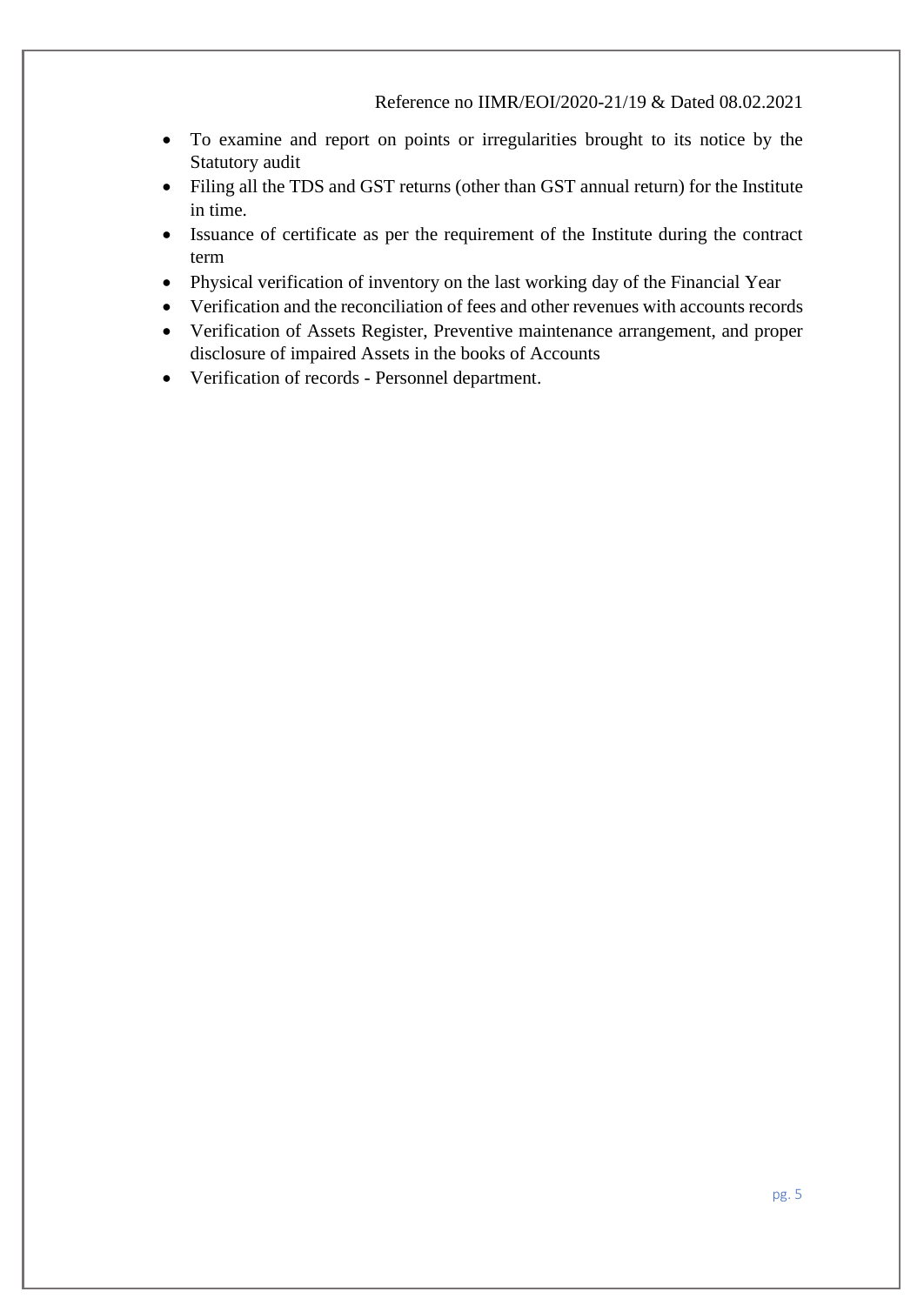- To examine and report on points or irregularities brought to its notice by the Statutory audit
- Filing all the TDS and GST returns (other than GST annual return) for the Institute in time.
- Issuance of certificate as per the requirement of the Institute during the contract term
- Physical verification of inventory on the last working day of the Financial Year
- Verification and the reconciliation of fees and other revenues with accounts records
- Verification of Assets Register, Preventive maintenance arrangement, and proper disclosure of impaired Assets in the books of Accounts
- Verification of records - Personnel department.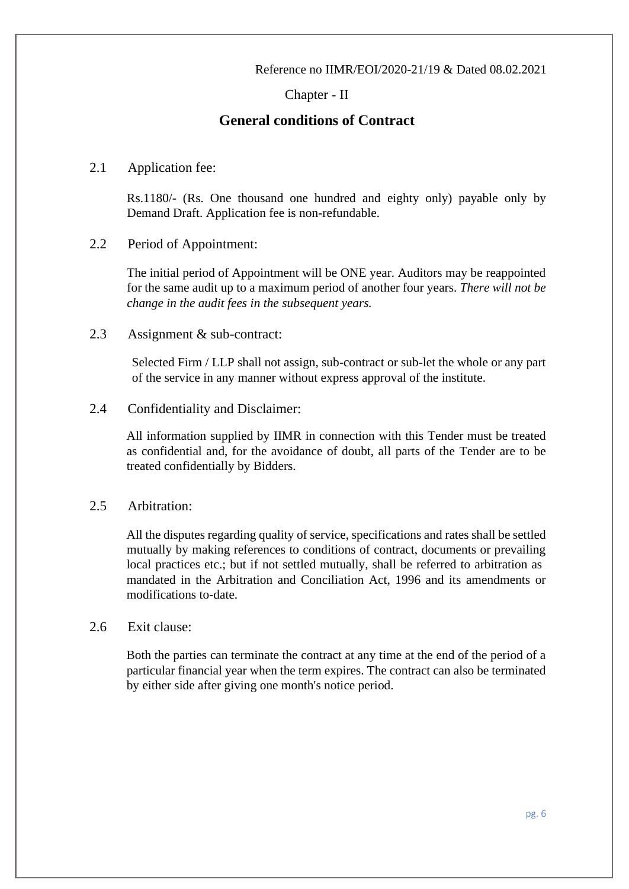Reference no IIMR/EOI/2020-21/19 & Dated 08.02.2021

Chapter - II

## General conditions of Contract

### 2.1 Application fee:

Rs.1180/- (Rs. One thousand one hundred and eighty only) payable only by Demand Draft. Application fee is non-refundable.

### 2.2 Period of Appointment:

The initial period of Appointment will be ONE year. Auditors may be reappointed for the same audit up to a maximum period of another four years. *There will not be change in the audit fees in the subsequent years.*

### 2.3 Assignment & sub-contract:

Selected Firm / LLP shall not assign, sub-contract or sub-let the whole or any part of the service in any manner without express approval of the institute.

### 2.4 Confidentiality and Disclaimer:

All information supplied by IIMR in connection with this Tender must be treated as confidential and, for the avoidance of doubt, all parts of the Tender are to be treated confidentially by Bidders.

### 2.5 Arbitration:

All the disputes regarding quality of service, specifications and rates shall be settled mutually by making references to conditions of contract, documents or prevailing local practices etc.; but if not settled mutually, shall be referred to arbitration as mandated in the Arbitration and Conciliation Act, 1996 and its amendments or modifications to-date.

### 2.6 Exit clause:

Both the parties can terminate the contract at any time at the end of the period of a particular financial year when the term expires. The contract can also be terminated by either side after giving one month's notice period.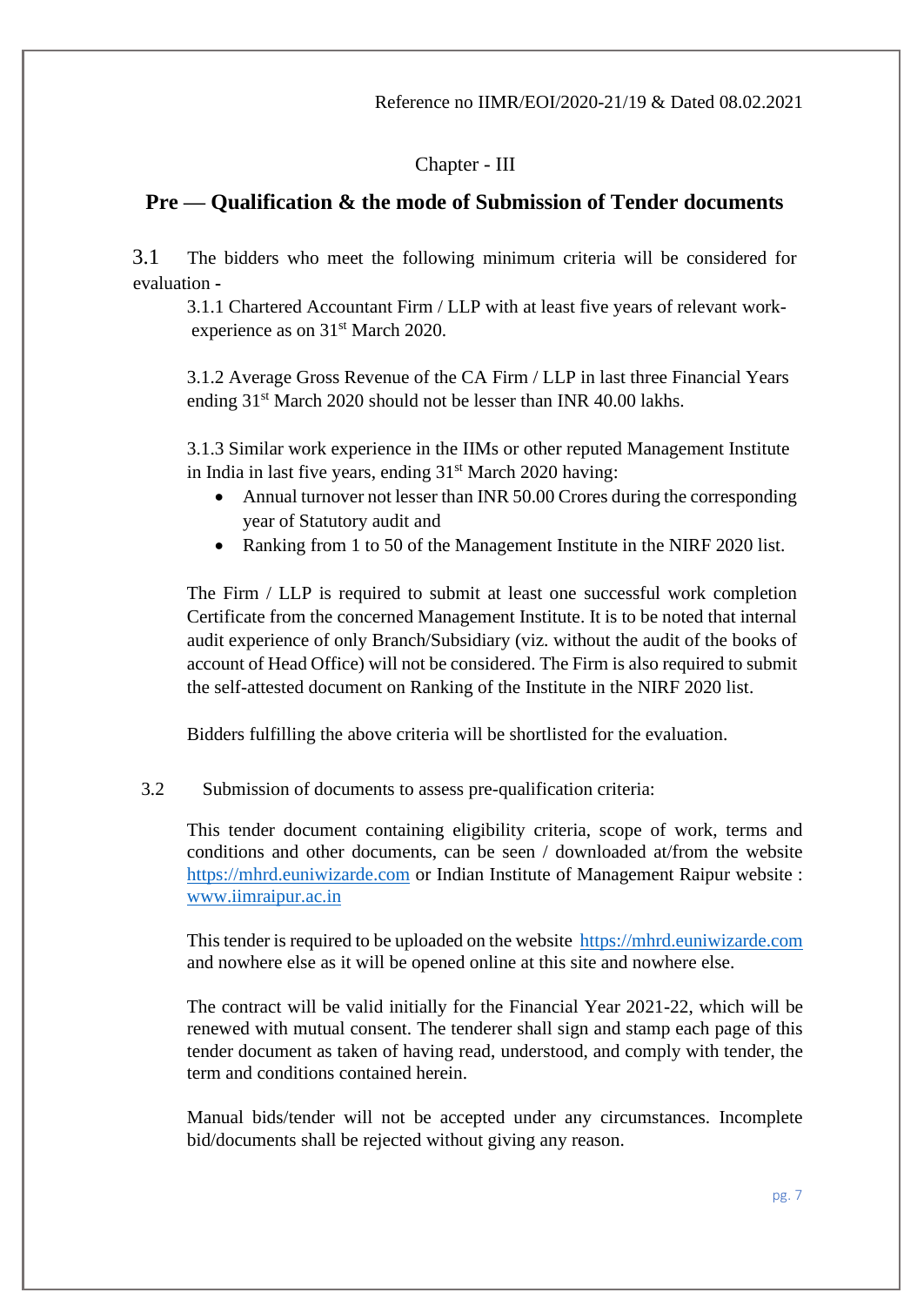Reference no IIMR/EOI/2020-21/19 & Dated 08.02.2021

Chapter - III

## Pre — Qualification & the mode of Submission of Tender documents

3.1 The bidders who meet the following minimum criteria will be considered for evaluation -

3.1.1 Chartered Accountant Firm / LLP with at least five years of relevant work-experience as on 31st March 2020.

3.1.2 Average Gross Revenue of the CA Firm / LLP in last three Financial Years ending 31st March 2020 should not be lesser than INR 40.00 lakhs.

3.1.3 Similar work experience in the IIMs or other reputed Management Institute in India in last five years, ending 31st March 2020 having:

- Annual turnover not lesser than INR 50.00 Crores during the corresponding year of Statutory audit and
- Ranking from 1 to 50 of the Management Institute in the NIRF 2020 list.

The Firm / LLP is required to submit at least one successful work completion Certificate from the concerned Management Institute. It is to be noted that internal audit experience of only Branch/Subsidiary (viz. without the audit of the books of account of Head Office) will not be considered. The Firm is also required to submit the self-attested document on Ranking of the Institute in the NIRF 2020 list.

Bidders fulfilling the above criteria will be shortlisted for the evaluation.

3.2 Submission of documents to assess pre-qualification criteria:

This tender document containing eligibility criteria, scope of work, terms and conditions and other documents, can be seen / downloaded at/from the website https://mhrd.euniwizarde.com or Indian Institute of Management Raipur website : www.iimraipur.ac.in

This tender is required to be uploaded on the website https://mhrd.euniwizarde.com and nowhere else as it will be opened online at this site and nowhere else.

The contract will be valid initially for the Financial Year 2021-22, which will be renewed with mutual consent. The tenderer shall sign and stamp each page of this tender document as taken of having read, understood, and comply with tender, the term and conditions contained herein.

Manual bids/tender will not be accepted under any circumstances. Incomplete bid/documents shall be rejected without giving any reason.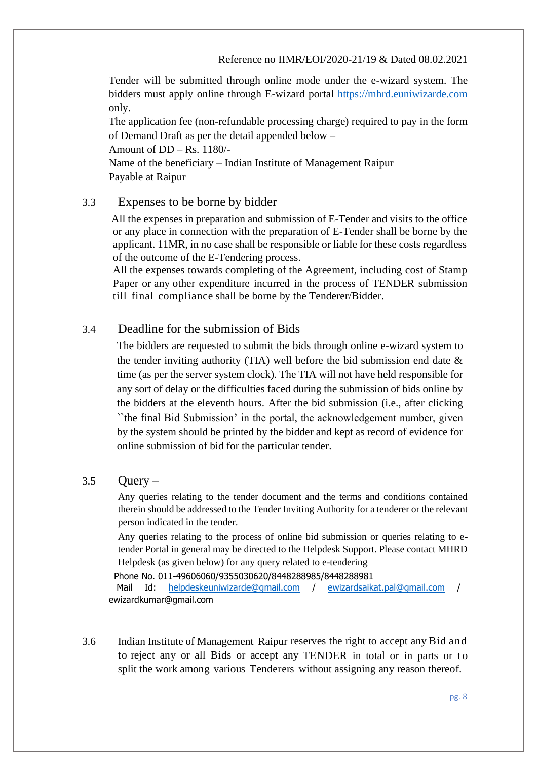Tender will be submitted through online mode under the e-wizard system. The bidders must apply online through E-wizard portal https://mhrd.euniwizarde.com only.

The application fee (non-refundable processing charge) required to pay in the form of Demand Draft as per the detail appended below –

Amount of DD – Rs. 1180/-

Name of the beneficiary – Indian Institute of Management Raipur

Payable at Raipur

### 3.3 Expenses to be borne by bidder

All the expenses in preparation and submission of E-Tender and visits to the office or any place in connection with the preparation of E-Tender shall be borne by the applicant. 11MR, in no case shall be responsible or liable for these costs regardless of the outcome of the E-Tendering process.

All the expenses towards completing of the Agreement, including cost of Stamp Paper or any other expenditure incurred in the process of TENDER submission till final compliance shall be borne by the Tenderer/Bidder.

### 3.4 Deadline for the submission of Bids

The bidders are requested to submit the bids through online e-wizard system to the tender inviting authority (TIA) well before the bid submission end date & time (as per the server system clock). The TIA will not have held responsible for any sort of delay or the difficulties faced during the submission of bids online by the bidders at the eleventh hours. After the bid submission (i.e., after clicking ``the final Bid Submission' in the portal, the acknowledgement number, given by the system should be printed by the bidder and kept as record of evidence for online submission of bid for the particular tender.

### 3.5 Query –

Any queries relating to the tender document and the terms and conditions contained therein should be addressed to the Tender Inviting Authority for a tenderer or the relevant person indicated in the tender.

Any queries relating to the process of online bid submission or queries relating to e-tender Portal in general may be directed to the Helpdesk Support. Please contact MHRD Helpdesk (as given below) for any query related to e-tendering

Phone No. 011-49606060/9355030620/8448288985/8448288981

Mail Id: helpdeskeuniwizarde@gmail.com / ewizardsaikat.pal@gmail.com / ewizardkumar@gmail.com

3.6 Indian Institute of Management Raipur reserves the right to accept any Bid and to reject any or all Bids or accept any TENDER in total or in parts or to split the work among various Tenderers without assigning any reason thereof.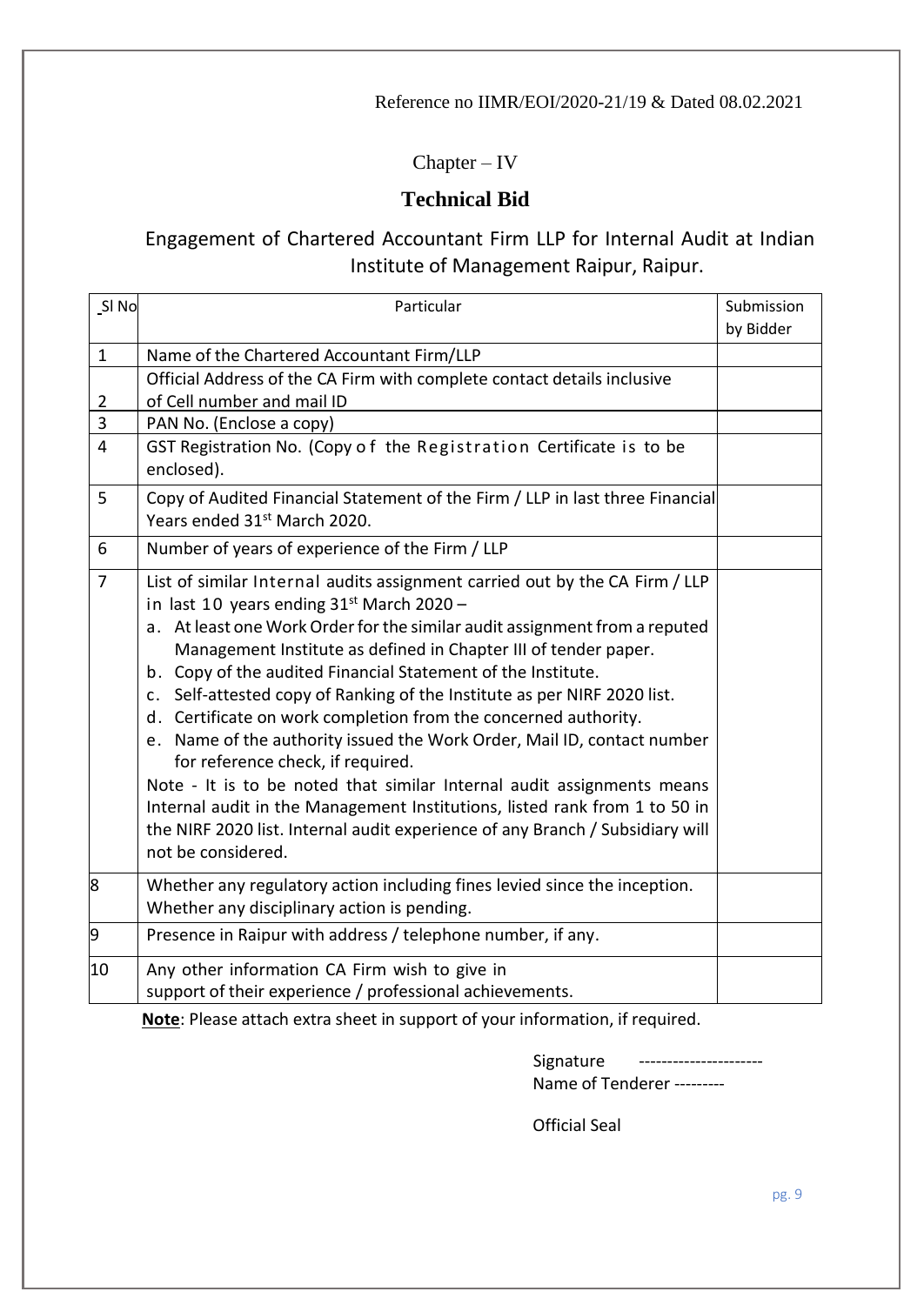Reference no IIMR/EOI/2020-21/19 & Dated 08.02.2021

## Chapter – IV

# Technical Bid

Engagement of Chartered Accountant Firm LLP for Internal Audit at Indian Institute of Management Raipur, Raipur.

| Sl No | Particular | Submission by Bidder |
|---|---|---|
| 1 | Name of the Chartered Accountant Firm/LLP | |
| 2 | Official Address of the CA Firm with complete contact details inclusive of Cell number and mail ID | |
| 3 | PAN No. (Enclose a copy) | |
| 4 | GST Registration No. (Copy of the Registration Certificate is to be enclosed). | |
| 5 | Copy of Audited Financial Statement of the Firm / LLP in last three Financial Years ended 31st March 2020. | |
| 6 | Number of years of experience of the Firm / LLP | |
| 7 | List of similar Internal audits assignment carried out by the CA Firm / LLP in last 10 years ending 31st March 2020 – <br> a. At least one Work Order for the similar audit assignment from a reputed Management Institute as defined in Chapter III of tender paper. <br> b. Copy of the audited Financial Statement of the Institute. <br> c. Self-attested copy of Ranking of the Institute as per NIRF 2020 list. <br> d. Certificate on work completion from the concerned authority. <br> e. Name of the authority issued the Work Order, Mail ID, contact number for reference check, if required. <br> Note - It is to be noted that similar Internal audit assignments means Internal audit in the Management Institutions, listed rank from 1 to 50 in the NIRF 2020 list. Internal audit experience of any Branch / Subsidiary will not be considered. | |
| 8 | Whether any regulatory action including fines levied since the inception. Whether any disciplinary action is pending. | |
| 9 | Presence in Raipur with address / telephone number, if any. | |
| 10 | Any other information CA Firm wish to give in support of their experience / professional achievements. | |

**Note**: Please attach extra sheet in support of your information, if required.

Signature ----------------------

Name of Tenderer ---------

Official Seal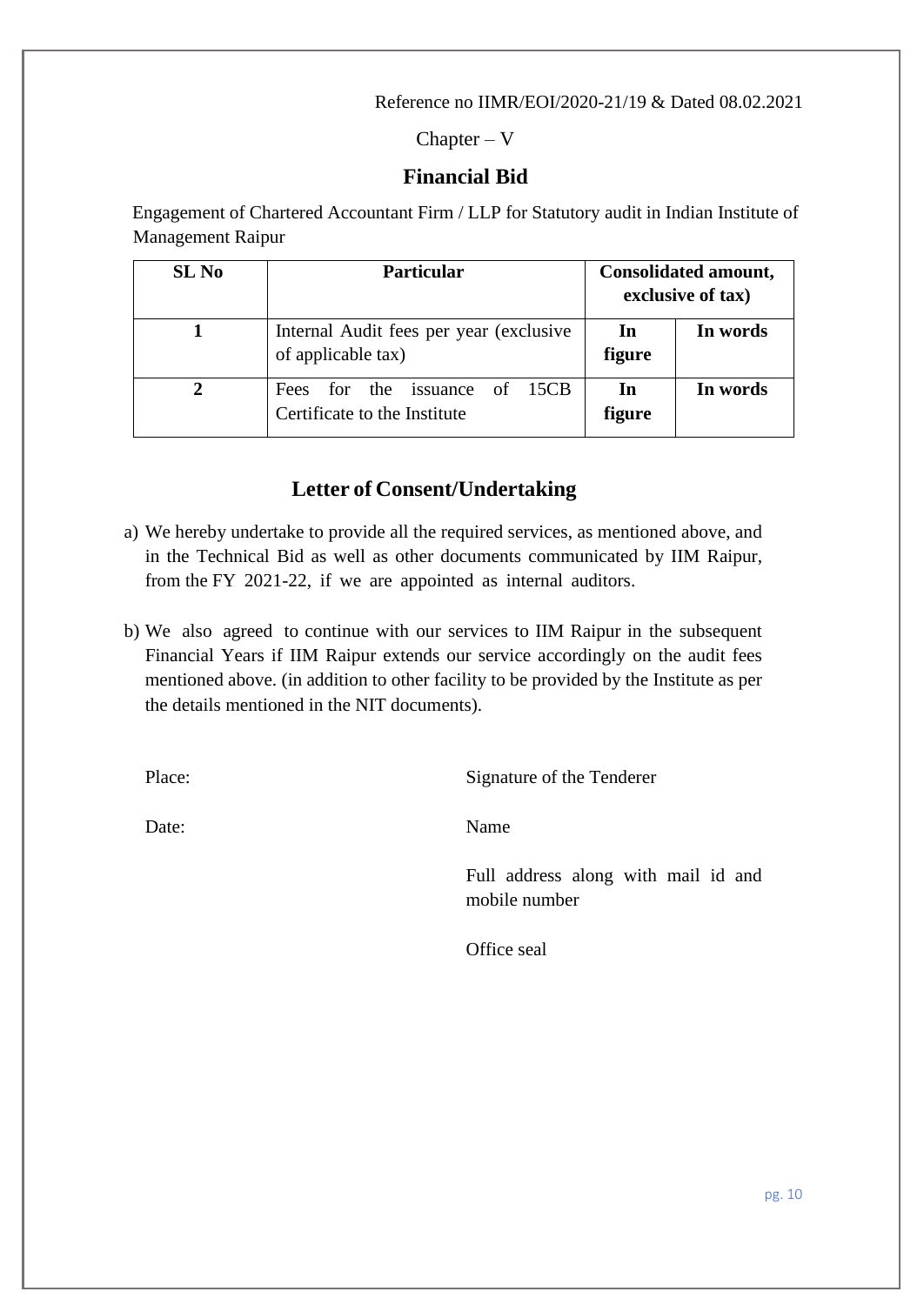Reference no IIMR/EOI/2020-21/19 & Dated 08.02.2021

Chapter – V

## Financial Bid

Engagement of Chartered Accountant Firm / LLP for Statutory audit in Indian Institute of Management Raipur

| SL No | Particular | Consolidated amount, exclusive of tax) | |
|---|---|---|---|
| 1 | Internal Audit fees per year (exclusive of applicable tax) | **In figure** | **In words** |
| 2 | Fees for the issuance of 15CB Certificate to the Institute | **In figure** | **In words** |

## Letter of Consent/Undertaking

a) We hereby undertake to provide all the required services, as mentioned above, and in the Technical Bid as well as other documents communicated by IIM Raipur, from the FY 2021-22, if we are appointed as internal auditors.

b) We also agreed to continue with our services to IIM Raipur in the subsequent Financial Years if IIM Raipur extends our service accordingly on the audit fees mentioned above. (in addition to other facility to be provided by the Institute as per the details mentioned in the NIT documents).

Place: Signature of the Tenderer

Date: Name

Full address along with mail id and mobile number

Office seal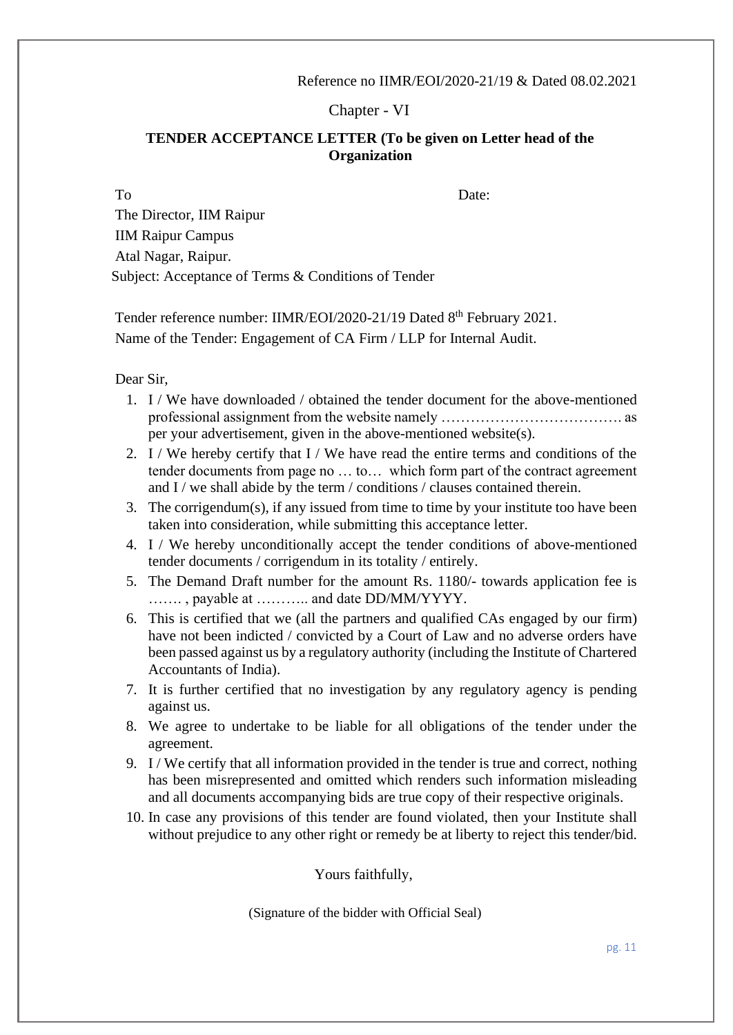Reference no IIMR/EOI/2020-21/19 & Dated 08.02.2021

Chapter - VI

**TENDER ACCEPTANCE LETTER (To be given on Letter head of the Organization)**

To

Date:

The Director, IIM Raipur

IIM Raipur Campus

Atal Nagar, Raipur.

Subject: Acceptance of Terms & Conditions of Tender

Tender reference number: IIMR/EOI/2020-21/19 Dated 8th February 2021.

Name of the Tender: Engagement of CA Firm / LLP for Internal Audit.

Dear Sir,

1. I / We have downloaded / obtained the tender document for the above-mentioned professional assignment from the website namely ………………………………. as per your advertisement, given in the above-mentioned website(s).
2. I / We hereby certify that I / We have read the entire terms and conditions of the tender documents from page no … to… which form part of the contract agreement and I / we shall abide by the term / conditions / clauses contained therein.
3. The corrigendum(s), if any issued from time to time by your institute too have been taken into consideration, while submitting this acceptance letter.
4. I / We hereby unconditionally accept the tender conditions of above-mentioned tender documents / corrigendum in its totality / entirely.
5. The Demand Draft number for the amount Rs. 1180/- towards application fee is ……. , payable at ……….. and date DD/MM/YYYY.
6. This is certified that we (all the partners and qualified CAs engaged by our firm) have not been indicted / convicted by a Court of Law and no adverse orders have been passed against us by a regulatory authority (including the Institute of Chartered Accountants of India).
7. It is further certified that no investigation by any regulatory agency is pending against us.
8. We agree to undertake to be liable for all obligations of the tender under the agreement.
9. I / We certify that all information provided in the tender is true and correct, nothing has been misrepresented and omitted which renders such information misleading and all documents accompanying bids are true copy of their respective originals.
10. In case any provisions of this tender are found violated, then your Institute shall without prejudice to any other right or remedy be at liberty to reject this tender/bid.

Yours faithfully,

(Signature of the bidder with Official Seal)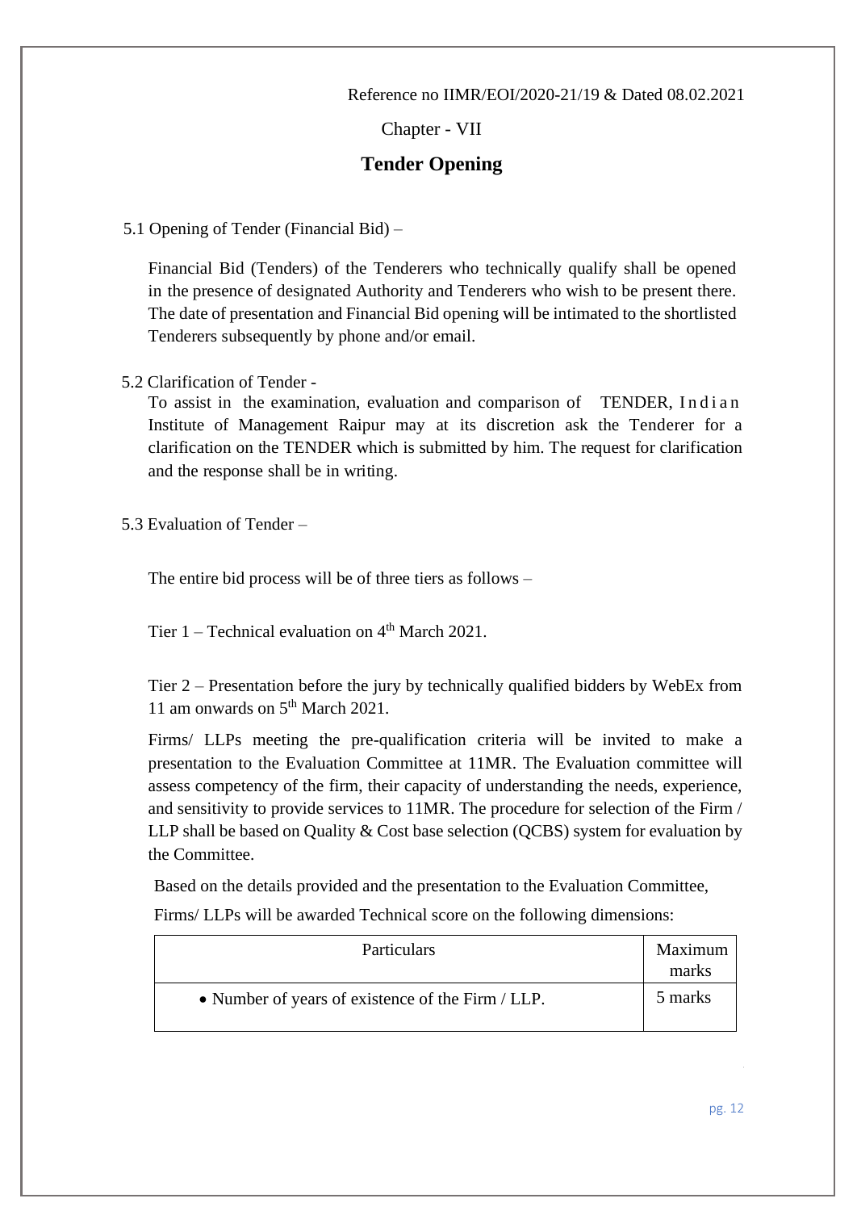Reference no IIMR/EOI/2020-21/19 & Dated 08.02.2021

Chapter - VII

## Tender Opening

5.1 Opening of Tender (Financial Bid) –

Financial Bid (Tenders) of the Tenderers who technically qualify shall be opened in the presence of designated Authority and Tenderers who wish to be present there. The date of presentation and Financial Bid opening will be intimated to the shortlisted Tenderers subsequently by phone and/or email.

5.2 Clarification of Tender -

To assist in the examination, evaluation and comparison of TENDER, Indian Institute of Management Raipur may at its discretion ask the Tenderer for a clarification on the TENDER which is submitted by him. The request for clarification and the response shall be in writing.

5.3 Evaluation of Tender –

The entire bid process will be of three tiers as follows –

Tier 1 – Technical evaluation on 4th March 2021.

Tier 2 – Presentation before the jury by technically qualified bidders by WebEx from 11 am onwards on 5th March 2021.

Firms/ LLPs meeting the pre-qualification criteria will be invited to make a presentation to the Evaluation Committee at 11MR. The Evaluation committee will assess competency of the firm, their capacity of understanding the needs, experience, and sensitivity to provide services to 11MR. The procedure for selection of the Firm / LLP shall be based on Quality & Cost base selection (QCBS) system for evaluation by the Committee.

Based on the details provided and the presentation to the Evaluation Committee,

Firms/ LLPs will be awarded Technical score on the following dimensions:

| Particulars | Maximum marks |
|---|---|
| • Number of years of existence of the Firm / LLP. | 5 marks |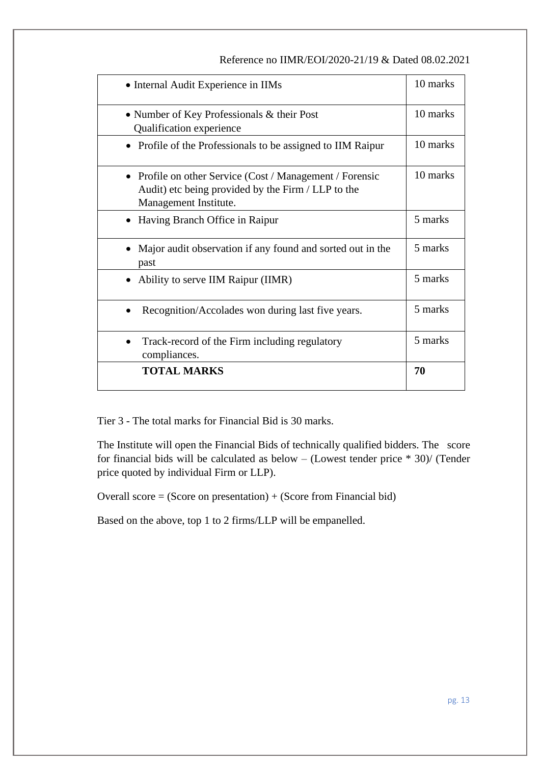Reference no IIMR/EOI/2020-21/19 & Dated 08.02.2021

| | |
|---|---|
| • Internal Audit Experience in IIMs | 10 marks |
| • Number of Key Professionals & their Post Qualification experience | 10 marks |
| • Profile of the Professionals to be assigned to IIM Raipur | 10 marks |
| • Profile on other Service (Cost / Management / Forensic Audit) etc being provided by the Firm / LLP to the Management Institute. | 10 marks |
| • Having Branch Office in Raipur | 5 marks |
| • Major audit observation if any found and sorted out in the past | 5 marks |
| • Ability to serve IIM Raipur (IIMR) | 5 marks |
| • Recognition/Accolades won during last five years. | 5 marks |
| • Track-record of the Firm including regulatory compliances. | 5 marks |
| **TOTAL MARKS** | **70** |

Tier 3 - The total marks for Financial Bid is 30 marks.

The Institute will open the Financial Bids of technically qualified bidders. The score for financial bids will be calculated as below – (Lowest tender price * 30)/ (Tender price quoted by individual Firm or LLP).

Overall score = (Score on presentation) + (Score from Financial bid)

Based on the above, top 1 to 2 firms/LLP will be empanelled.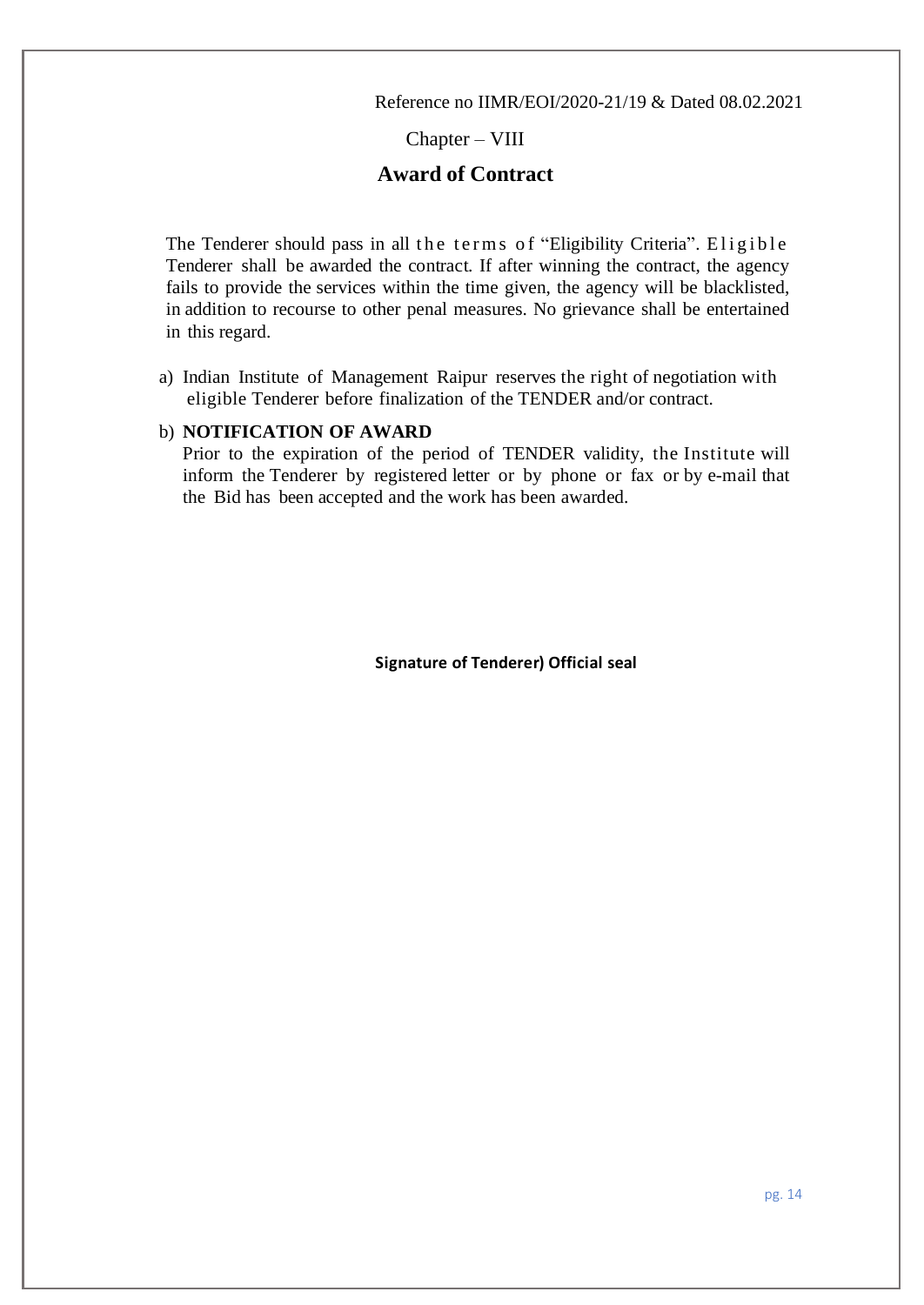Reference no IIMR/EOI/2020-21/19 & Dated 08.02.2021

Chapter – VIII

## Award of Contract

The Tenderer should pass in all the terms of "Eligibility Criteria". Eligible Tenderer shall be awarded the contract. If after winning the contract, the agency fails to provide the services within the time given, the agency will be blacklisted, in addition to recourse to other penal measures. No grievance shall be entertained in this regard.

a) Indian Institute of Management Raipur reserves the right of negotiation with eligible Tenderer before finalization of the TENDER and/or contract.

b) **NOTIFICATION OF AWARD**
Prior to the expiration of the period of TENDER validity, the Institute will inform the Tenderer by registered letter or by phone or fax or by e-mail that the Bid has been accepted and the work has been awarded.

**Signature of Tenderer) Official seal**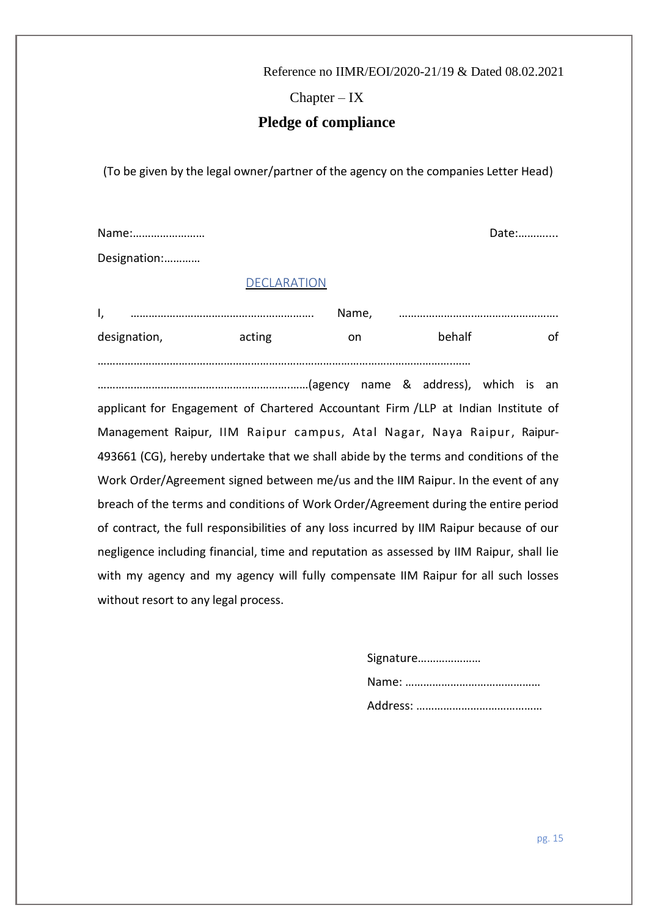Reference no IIMR/EOI/2020-21/19 & Dated 08.02.2021

Chapter – IX

## Pledge of compliance

(To be given by the legal owner/partner of the agency on the companies Letter Head)

Name:…………………… Date:………...

Designation:…………

DECLARATION

I, …………………………………………………. Name, ……………………………………………. designation, acting on behalf of …………………………………………………………………………………………………… ……………………………………………………………(agency name & address), which is an applicant for Engagement of Chartered Accountant Firm /LLP at Indian Institute of Management Raipur, IIM Raipur campus, Atal Nagar, Naya Raipur, Raipur-493661 (CG), hereby undertake that we shall abide by the terms and conditions of the Work Order/Agreement signed between me/us and the IIM Raipur. In the event of any breach of the terms and conditions of Work Order/Agreement during the entire period of contract, the full responsibilities of any loss incurred by IIM Raipur because of our negligence including financial, time and reputation as assessed by IIM Raipur, shall lie with my agency and my agency will fully compensate IIM Raipur for all such losses without resort to any legal process.

Signature…………………

Name: ………………………………………

Address: ……………………………………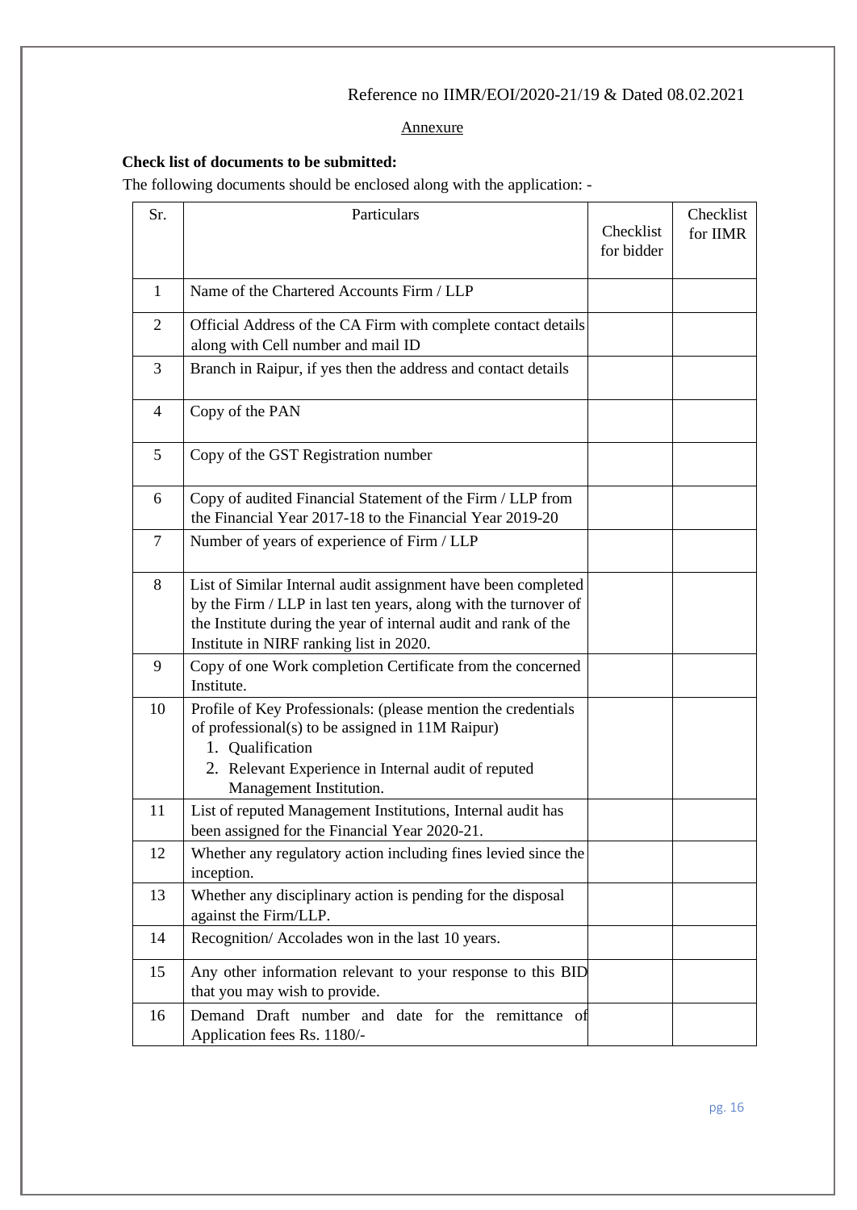Reference no IIMR/EOI/2020-21/19 & Dated 08.02.2021

Annexure

**Check list of documents to be submitted:**

The following documents should be enclosed along with the application: -

| Sr. | Particulars | Checklist for bidder | Checklist for IIMR |
|---|---|---|---|
| 1 | Name of the Chartered Accounts Firm / LLP | | |
| 2 | Official Address of the CA Firm with complete contact details along with Cell number and mail ID | | |
| 3 | Branch in Raipur, if yes then the address and contact details | | |
| 4 | Copy of the PAN | | |
| 5 | Copy of the GST Registration number | | |
| 6 | Copy of audited Financial Statement of the Firm / LLP from the Financial Year 2017-18 to the Financial Year 2019-20 | | |
| 7 | Number of years of experience of Firm / LLP | | |
| 8 | List of Similar Internal audit assignment have been completed by the Firm / LLP in last ten years, along with the turnover of the Institute during the year of internal audit and rank of the Institute in NIRF ranking list in 2020. | | |
| 9 | Copy of one Work completion Certificate from the concerned Institute. | | |
| 10 | Profile of Key Professionals: (please mention the credentials of professional(s) to be assigned in 11M Raipur)<br>1. Qualification<br>2. Relevant Experience in Internal audit of reputed Management Institution. | | |
| 11 | List of reputed Management Institutions, Internal audit has been assigned for the Financial Year 2020-21. | | |
| 12 | Whether any regulatory action including fines levied since the inception. | | |
| 13 | Whether any disciplinary action is pending for the disposal against the Firm/LLP. | | |
| 14 | Recognition/ Accolades won in the last 10 years. | | |
| 15 | Any other information relevant to your response to this BID that you may wish to provide. | | |
| 16 | Demand Draft number and date for the remittance of Application fees Rs. 1180/- | | |